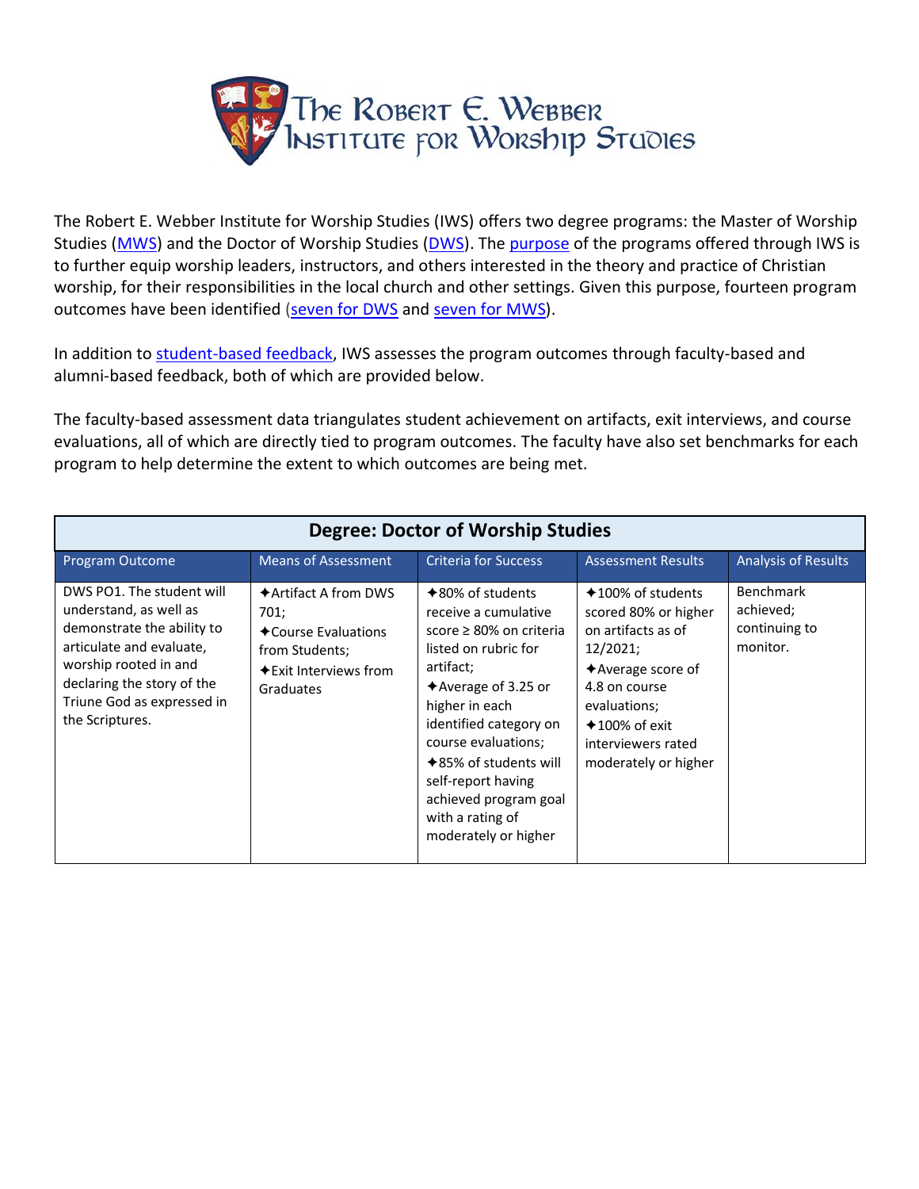# The Robert E. Webber Institute for Worship Studies

The Robert E. Webber Institute for Worship Studies (IWS) offers two degree programs: the Master of Worship Studies (MWS) and the Doctor of Worship Studies (DWS). The purpose of the programs offered through IWS is to further equip worship leaders, instructors, and others interested in the theory and practice of Christian worship, for their responsibilities in the local church and other settings. Given this purpose, fourteen program outcomes have been identified (seven for DWS and seven for MWS).

In addition to student-based feedback, IWS assesses the program outcomes through faculty-based and alumni-based feedback, both of which are provided below.

The faculty-based assessment data triangulates student achievement on artifacts, exit interviews, and course evaluations, all of which are directly tied to program outcomes. The faculty have also set benchmarks for each program to help determine the extent to which outcomes are being met.

| Degree: Doctor of Worship Studies | | | | |
|---|---|---|---|---|
| Program Outcome | Means of Assessment | Criteria for Success | Assessment Results | Analysis of Results |
| DWS PO1. The student will understand, as well as demonstrate the ability to articulate and evaluate, worship rooted in and declaring the story of the Triune God as expressed in the Scriptures. | ✦Artifact A from DWS 701;<br>✦Course Evaluations from Students;<br>✦Exit Interviews from Graduates | ✦80% of students receive a cumulative score ≥ 80% on criteria listed on rubric for artifact;<br>✦Average of 3.25 or higher in each identified category on course evaluations;<br>✦85% of students will self-report having achieved program goal with a rating of moderately or higher | ✦100% of students scored 80% or higher on artifacts as of 12/2021;<br>✦Average score of 4.8 on course evaluations;<br>✦100% of exit interviewers rated moderately or higher | Benchmark achieved; continuing to monitor. |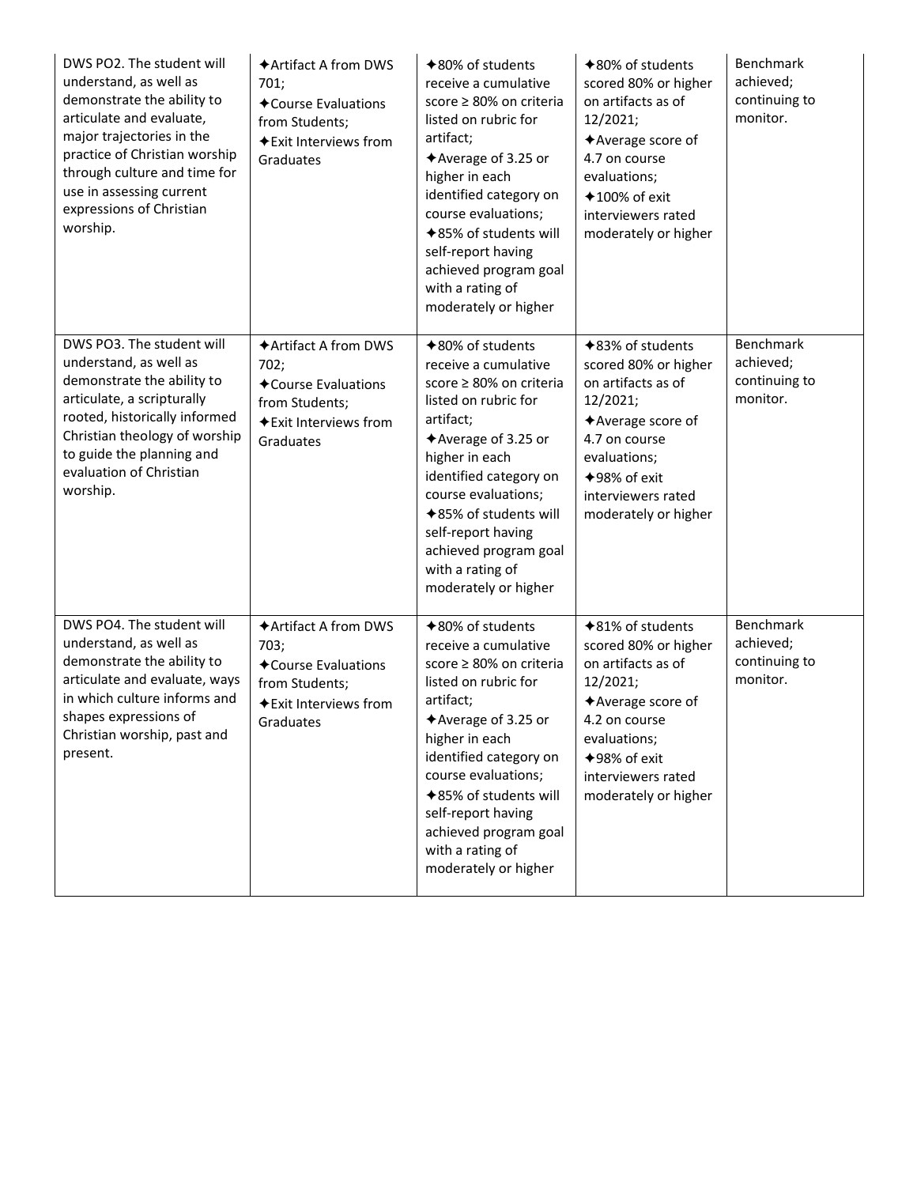| | | | | |
|---|---|---|---|---|
| DWS PO2. The student will understand, as well as demonstrate the ability to articulate and evaluate, major trajectories in the practice of Christian worship through culture and time for use in assessing current expressions of Christian worship. | ✦Artifact A from DWS 701;<br>✦Course Evaluations from Students;<br>✦Exit Interviews from Graduates | ✦80% of students receive a cumulative score ≥ 80% on criteria listed on rubric for artifact;<br>✦Average of 3.25 or higher in each identified category on course evaluations;<br>✦85% of students will self-report having achieved program goal with a rating of moderately or higher | ✦80% of students scored 80% or higher on artifacts as of 12/2021;<br>✦Average score of 4.7 on course evaluations;<br>✦100% of exit interviewers rated moderately or higher | Benchmark achieved; continuing to monitor. |
| DWS PO3. The student will understand, as well as demonstrate the ability to articulate, a scripturally rooted, historically informed Christian theology of worship to guide the planning and evaluation of Christian worship. | ✦Artifact A from DWS 702;<br>✦Course Evaluations from Students;<br>✦Exit Interviews from Graduates | ✦80% of students receive a cumulative score ≥ 80% on criteria listed on rubric for artifact;<br>✦Average of 3.25 or higher in each identified category on course evaluations;<br>✦85% of students will self-report having achieved program goal with a rating of moderately or higher | ✦83% of students scored 80% or higher on artifacts as of 12/2021;<br>✦Average score of 4.7 on course evaluations;<br>✦98% of exit interviewers rated moderately or higher | Benchmark achieved; continuing to monitor. |
| DWS PO4. The student will understand, as well as demonstrate the ability to articulate and evaluate, ways in which culture informs and shapes expressions of Christian worship, past and present. | ✦Artifact A from DWS 703;<br>✦Course Evaluations from Students;<br>✦Exit Interviews from Graduates | ✦80% of students receive a cumulative score ≥ 80% on criteria listed on rubric for artifact;<br>✦Average of 3.25 or higher in each identified category on course evaluations;<br>✦85% of students will self-report having achieved program goal with a rating of moderately or higher | ✦81% of students scored 80% or higher on artifacts as of 12/2021;<br>✦Average score of 4.2 on course evaluations;<br>✦98% of exit interviewers rated moderately or higher | Benchmark achieved; continuing to monitor. |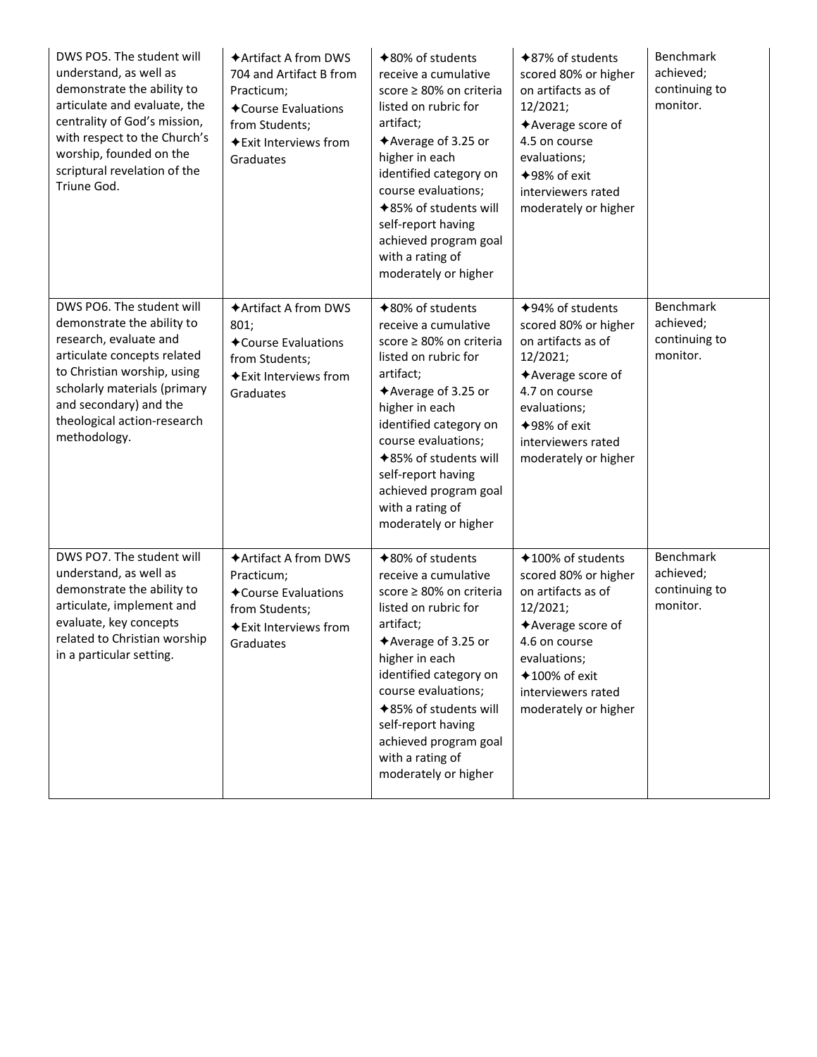| DWS PO5. The student will understand, as well as demonstrate the ability to articulate and evaluate, the centrality of God's mission, with respect to the Church's worship, founded on the scriptural revelation of the Triune God. | ✦Artifact A from DWS 704 and Artifact B from Practicum; ✦Course Evaluations from Students; ✦Exit Interviews from Graduates | ✦80% of students receive a cumulative score ≥ 80% on criteria listed on rubric for artifact; ✦Average of 3.25 or higher in each identified category on course evaluations; ✦85% of students will self-report having achieved program goal with a rating of moderately or higher | ✦87% of students scored 80% or higher on artifacts as of 12/2021; ✦Average score of 4.5 on course evaluations; ✦98% of exit interviewers rated moderately or higher | Benchmark achieved; continuing to monitor. |
|---|---|---|---|---|
| DWS PO6. The student will demonstrate the ability to research, evaluate and articulate concepts related to Christian worship, using scholarly materials (primary and secondary) and the theological action-research methodology. | ✦Artifact A from DWS 801; ✦Course Evaluations from Students; ✦Exit Interviews from Graduates | ✦80% of students receive a cumulative score ≥ 80% on criteria listed on rubric for artifact; ✦Average of 3.25 or higher in each identified category on course evaluations; ✦85% of students will self-report having achieved program goal with a rating of moderately or higher | ✦94% of students scored 80% or higher on artifacts as of 12/2021; ✦Average score of 4.7 on course evaluations; ✦98% of exit interviewers rated moderately or higher | Benchmark achieved; continuing to monitor. |
| DWS PO7. The student will understand, as well as demonstrate the ability to articulate, implement and evaluate, key concepts related to Christian worship in a particular setting. | ✦Artifact A from DWS Practicum; ✦Course Evaluations from Students; ✦Exit Interviews from Graduates | ✦80% of students receive a cumulative score ≥ 80% on criteria listed on rubric for artifact; ✦Average of 3.25 or higher in each identified category on course evaluations; ✦85% of students will self-report having achieved program goal with a rating of moderately or higher | ✦100% of students scored 80% or higher on artifacts as of 12/2021; ✦Average score of 4.6 on course evaluations; ✦100% of exit interviewers rated moderately or higher | Benchmark achieved; continuing to monitor. |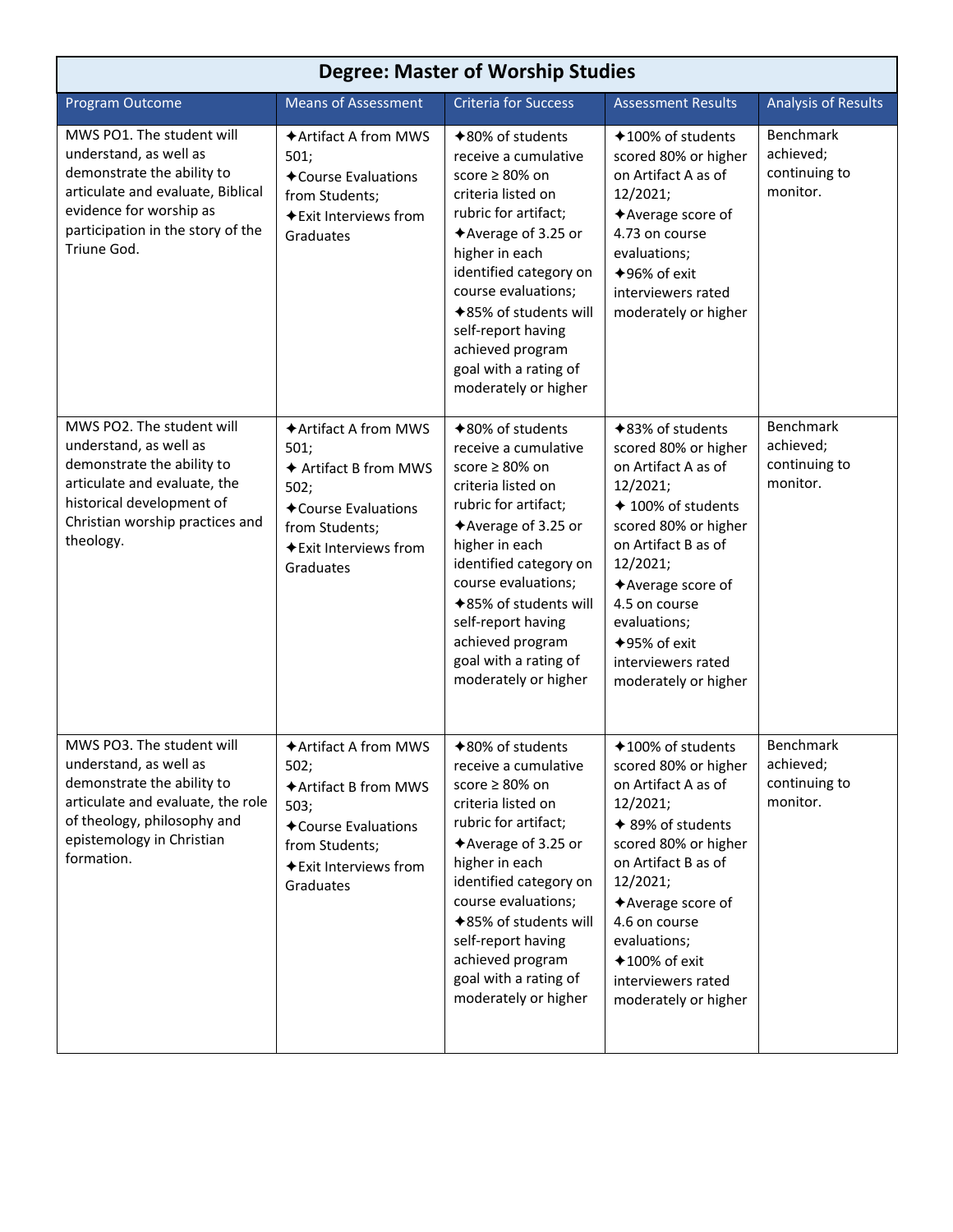| Degree: Master of Worship Studies | | | | |
|---|---|---|---|---|
| Program Outcome | Means of Assessment | Criteria for Success | Assessment Results | Analysis of Results |
| MWS PO1. The student will understand, as well as demonstrate the ability to articulate and evaluate, Biblical evidence for worship as participation in the story of the Triune God. | ✦Artifact A from MWS 501;<br>✦Course Evaluations from Students;<br>✦Exit Interviews from Graduates | ✦80% of students receive a cumulative score ≥ 80% on criteria listed on rubric for artifact;<br>✦Average of 3.25 or higher in each identified category on course evaluations;<br>✦85% of students will self-report having achieved program goal with a rating of moderately or higher | ✦100% of students scored 80% or higher on Artifact A as of 12/2021;<br>✦Average score of 4.73 on course evaluations;<br>✦96% of exit interviewers rated moderately or higher | Benchmark achieved; continuing to monitor. |
| MWS PO2. The student will understand, as well as demonstrate the ability to articulate and evaluate, the historical development of Christian worship practices and theology. | ✦Artifact A from MWS 501;<br>✦ Artifact B from MWS 502;<br>✦Course Evaluations from Students;<br>✦Exit Interviews from Graduates | ✦80% of students receive a cumulative score ≥ 80% on criteria listed on rubric for artifact;<br>✦Average of 3.25 or higher in each identified category on course evaluations;<br>✦85% of students will self-report having achieved program goal with a rating of moderately or higher | ✦83% of students scored 80% or higher on Artifact A as of 12/2021;<br>✦ 100% of students scored 80% or higher on Artifact B as of 12/2021;<br>✦Average score of 4.5 on course evaluations;<br>✦95% of exit interviewers rated moderately or higher | Benchmark achieved; continuing to monitor. |
| MWS PO3. The student will understand, as well as demonstrate the ability to articulate and evaluate, the role of theology, philosophy and epistemology in Christian formation. | ✦Artifact A from MWS 502;<br>✦Artifact B from MWS 503;<br>✦Course Evaluations from Students;<br>✦Exit Interviews from Graduates | ✦80% of students receive a cumulative score ≥ 80% on criteria listed on rubric for artifact;<br>✦Average of 3.25 or higher in each identified category on course evaluations;<br>✦85% of students will self-report having achieved program goal with a rating of moderately or higher | ✦100% of students scored 80% or higher on Artifact A as of 12/2021;<br>✦ 89% of students scored 80% or higher on Artifact B as of 12/2021;<br>✦Average score of 4.6 on course evaluations;<br>✦100% of exit interviewers rated moderately or higher | Benchmark achieved; continuing to monitor. |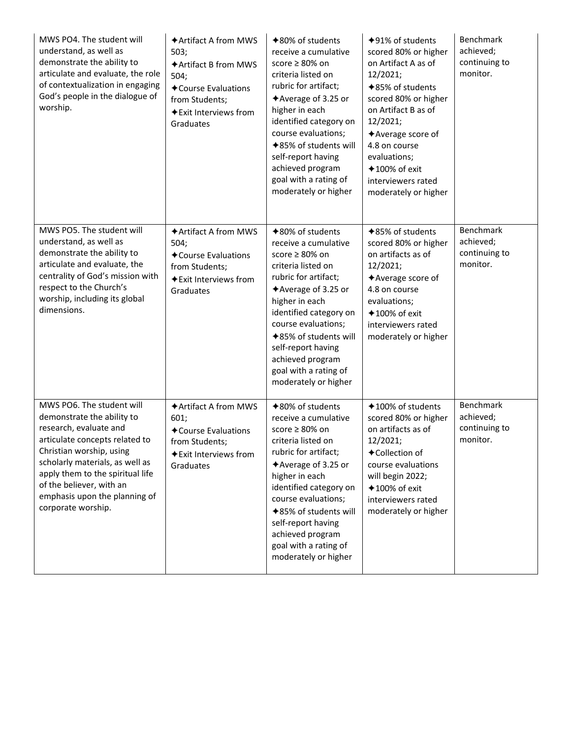| | | | | |
|---|---|---|---|---|
| MWS PO4. The student will understand, as well as demonstrate the ability to articulate and evaluate, the role of contextualization in engaging God's people in the dialogue of worship. | ✦Artifact A from MWS 503;<br>✦Artifact B from MWS 504;<br>✦Course Evaluations from Students;<br>✦Exit Interviews from Graduates | ✦80% of students receive a cumulative score ≥ 80% on criteria listed on rubric for artifact;<br>✦Average of 3.25 or higher in each identified category on course evaluations;<br>✦85% of students will self-report having achieved program goal with a rating of moderately or higher | ✦91% of students scored 80% or higher on Artifact A as of 12/2021;<br>✦85% of students scored 80% or higher on Artifact B as of 12/2021;<br>✦Average score of 4.8 on course evaluations;<br>✦100% of exit interviewers rated moderately or higher | Benchmark achieved; continuing to monitor. |
| MWS PO5. The student will understand, as well as demonstrate the ability to articulate and evaluate, the centrality of God's mission with respect to the Church's worship, including its global dimensions. | ✦Artifact A from MWS 504;<br>✦Course Evaluations from Students;<br>✦Exit Interviews from Graduates | ✦80% of students receive a cumulative score ≥ 80% on criteria listed on rubric for artifact;<br>✦Average of 3.25 or higher in each identified category on course evaluations;<br>✦85% of students will self-report having achieved program goal with a rating of moderately or higher | ✦85% of students scored 80% or higher on artifacts as of 12/2021;<br>✦Average score of 4.8 on course evaluations;<br>✦100% of exit interviewers rated moderately or higher | Benchmark achieved; continuing to monitor. |
| MWS PO6. The student will demonstrate the ability to research, evaluate and articulate concepts related to Christian worship, using scholarly materials, as well as apply them to the spiritual life of the believer, with an emphasis upon the planning of corporate worship. | ✦Artifact A from MWS 601;<br>✦Course Evaluations from Students;<br>✦Exit Interviews from Graduates | ✦80% of students receive a cumulative score ≥ 80% on criteria listed on rubric for artifact;<br>✦Average of 3.25 or higher in each identified category on course evaluations;<br>✦85% of students will self-report having achieved program goal with a rating of moderately or higher | ✦100% of students scored 80% or higher on artifacts as of 12/2021;<br>✦Collection of course evaluations will begin 2022;<br>✦100% of exit interviewers rated moderately or higher | Benchmark achieved; continuing to monitor. |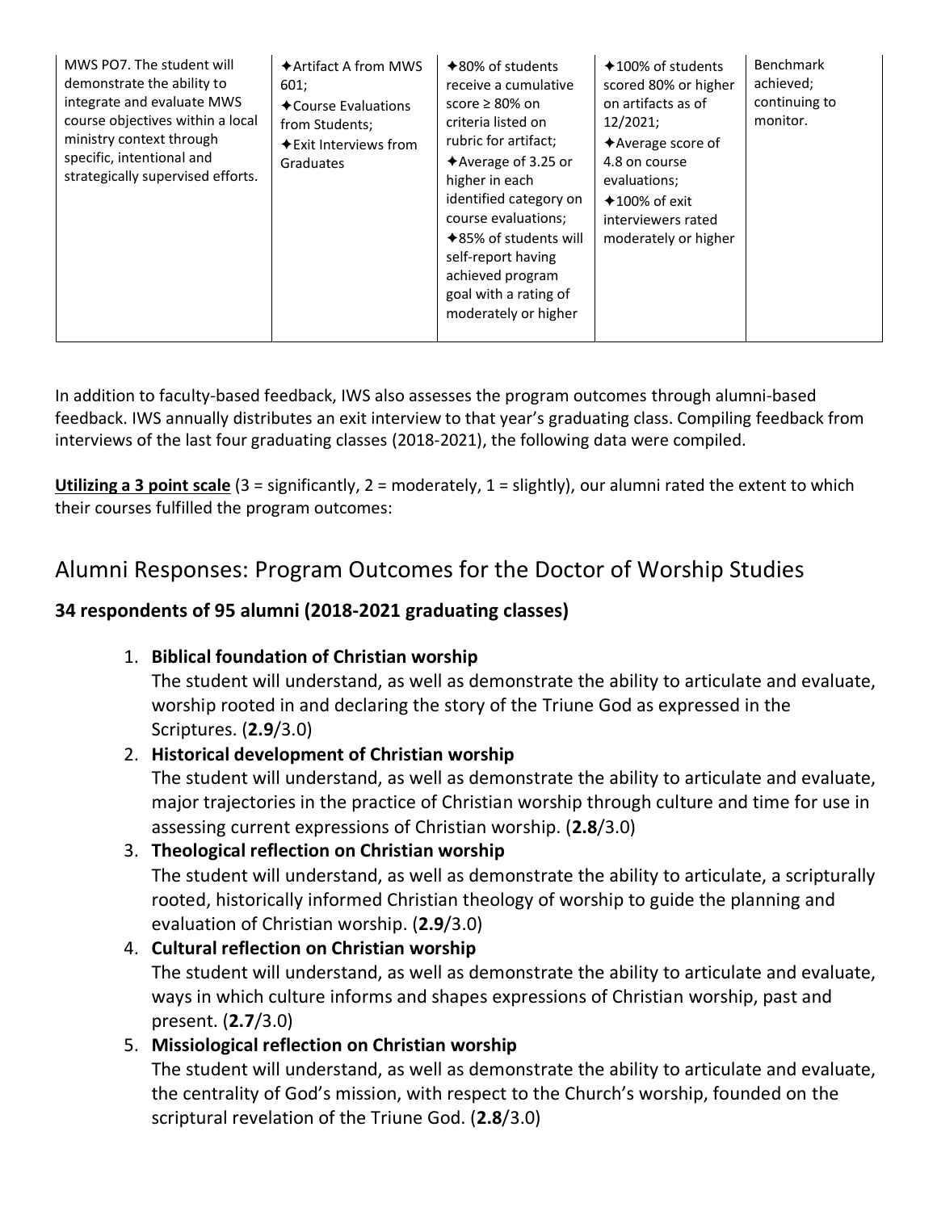| MWS PO7. The student will demonstrate the ability to integrate and evaluate MWS course objectives within a local ministry context through specific, intentional and strategically supervised efforts. | ✦Artifact A from MWS 601;<br>✦Course Evaluations from Students;<br>✦Exit Interviews from Graduates | ✦80% of students receive a cumulative score ≥ 80% on criteria listed on rubric for artifact;<br>✦Average of 3.25 or higher in each identified category on course evaluations;<br>✦85% of students will self-report having achieved program goal with a rating of moderately or higher | ✦100% of students scored 80% or higher on artifacts as of 12/2021;<br>✦Average score of 4.8 on course evaluations;<br>✦100% of exit interviewers rated moderately or higher | Benchmark achieved; continuing to monitor. |
|---|---|---|---|---|

In addition to faculty-based feedback, IWS also assesses the program outcomes through alumni-based feedback. IWS annually distributes an exit interview to that year's graduating class. Compiling feedback from interviews of the last four graduating classes (2018-2021), the following data were compiled.

**Utilizing a 3 point scale** (3 = significantly, 2 = moderately, 1 = slightly), our alumni rated the extent to which their courses fulfilled the program outcomes:

## Alumni Responses: Program Outcomes for the Doctor of Worship Studies

### 34 respondents of 95 alumni (2018-2021 graduating classes)

1. **Biblical foundation of Christian worship**
   The student will understand, as well as demonstrate the ability to articulate and evaluate, worship rooted in and declaring the story of the Triune God as expressed in the Scriptures. (**2.9**/3.0)
2. **Historical development of Christian worship**
   The student will understand, as well as demonstrate the ability to articulate and evaluate, major trajectories in the practice of Christian worship through culture and time for use in assessing current expressions of Christian worship. (**2.8**/3.0)
3. **Theological reflection on Christian worship**
   The student will understand, as well as demonstrate the ability to articulate, a scripturally rooted, historically informed Christian theology of worship to guide the planning and evaluation of Christian worship. (**2.9**/3.0)
4. **Cultural reflection on Christian worship**
   The student will understand, as well as demonstrate the ability to articulate and evaluate, ways in which culture informs and shapes expressions of Christian worship, past and present. (**2.7**/3.0)
5. **Missiological reflection on Christian worship**
   The student will understand, as well as demonstrate the ability to articulate and evaluate, the centrality of God's mission, with respect to the Church's worship, founded on the scriptural revelation of the Triune God. (**2.8**/3.0)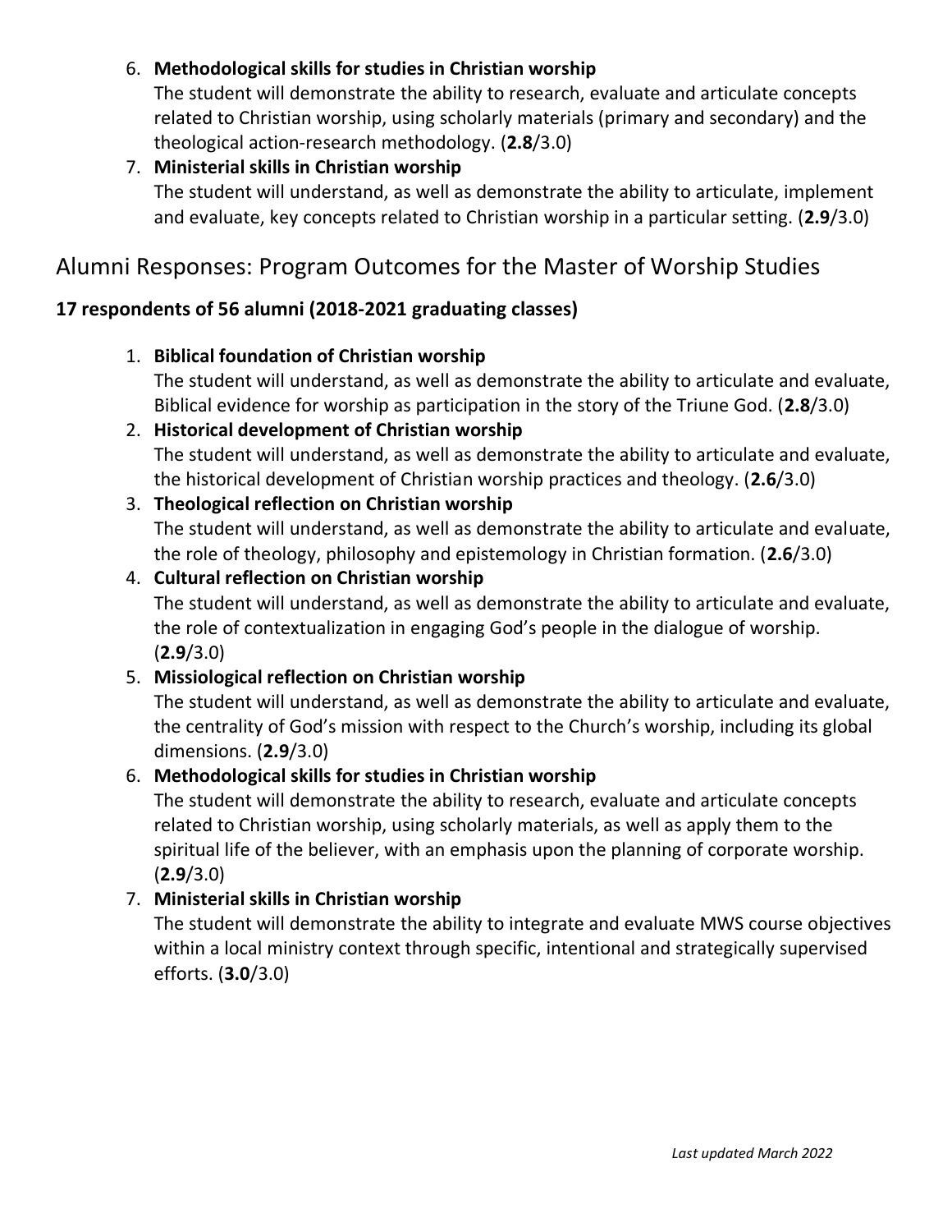6. **Methodological skills for studies in Christian worship**
   The student will demonstrate the ability to research, evaluate and articulate concepts related to Christian worship, using scholarly materials (primary and secondary) and the theological action-research methodology. (**2.8**/3.0)
7. **Ministerial skills in Christian worship**
   The student will understand, as well as demonstrate the ability to articulate, implement and evaluate, key concepts related to Christian worship in a particular setting. (**2.9**/3.0)

## Alumni Responses: Program Outcomes for the Master of Worship Studies

**17 respondents of 56 alumni (2018-2021 graduating classes)**

1. **Biblical foundation of Christian worship**
   The student will understand, as well as demonstrate the ability to articulate and evaluate, Biblical evidence for worship as participation in the story of the Triune God. (**2.8**/3.0)
2. **Historical development of Christian worship**
   The student will understand, as well as demonstrate the ability to articulate and evaluate, the historical development of Christian worship practices and theology. (**2.6**/3.0)
3. **Theological reflection on Christian worship**
   The student will understand, as well as demonstrate the ability to articulate and evaluate, the role of theology, philosophy and epistemology in Christian formation. (**2.6**/3.0)
4. **Cultural reflection on Christian worship**
   The student will understand, as well as demonstrate the ability to articulate and evaluate, the role of contextualization in engaging God's people in the dialogue of worship. (**2.9**/3.0)
5. **Missiological reflection on Christian worship**
   The student will understand, as well as demonstrate the ability to articulate and evaluate, the centrality of God's mission with respect to the Church's worship, including its global dimensions. (**2.9**/3.0)
6. **Methodological skills for studies in Christian worship**
   The student will demonstrate the ability to research, evaluate and articulate concepts related to Christian worship, using scholarly materials, as well as apply them to the spiritual life of the believer, with an emphasis upon the planning of corporate worship. (**2.9**/3.0)
7. **Ministerial skills in Christian worship**
   The student will demonstrate the ability to integrate and evaluate MWS course objectives within a local ministry context through specific, intentional and strategically supervised efforts. (**3.0**/3.0)

*Last updated March 2022*